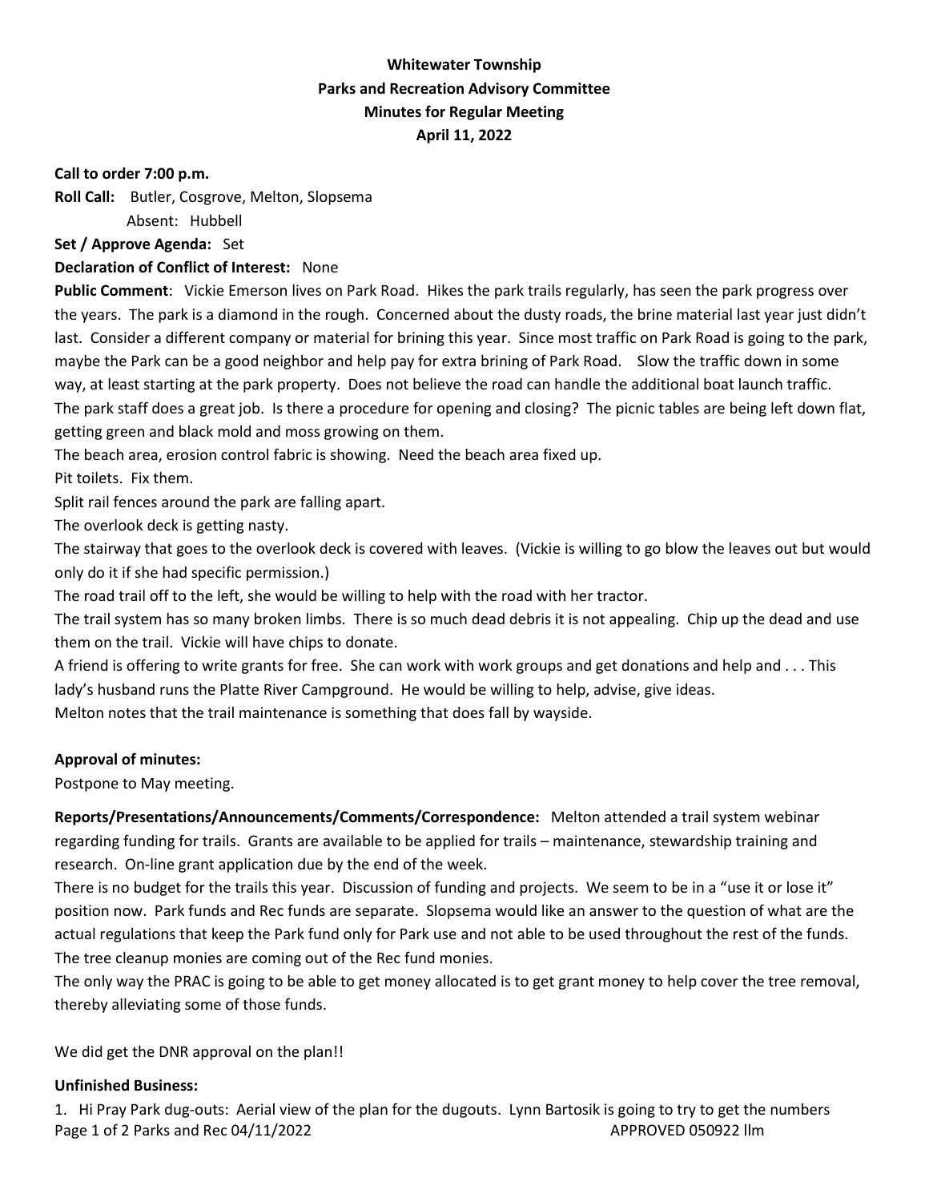**Whitewater Township**
**Parks and Recreation Advisory Committee**
**Minutes for Regular Meeting**
**April 11, 2022**

**Call to order 7:00 p.m.**

**Roll Call:** Butler, Cosgrove, Melton, Slopsema
Absent: Hubbell

**Set / Approve Agenda:** Set

**Declaration of Conflict of Interest:** None

**Public Comment**: Vickie Emerson lives on Park Road. Hikes the park trails regularly, has seen the park progress over the years. The park is a diamond in the rough. Concerned about the dusty roads, the brine material last year just didn't last. Consider a different company or material for brining this year. Since most traffic on Park Road is going to the park, maybe the Park can be a good neighbor and help pay for extra brining of Park Road. Slow the traffic down in some way, at least starting at the park property. Does not believe the road can handle the additional boat launch traffic. The park staff does a great job. Is there a procedure for opening and closing? The picnic tables are being left down flat, getting green and black mold and moss growing on them.

The beach area, erosion control fabric is showing. Need the beach area fixed up.

Pit toilets. Fix them.

Split rail fences around the park are falling apart.

The overlook deck is getting nasty.

The stairway that goes to the overlook deck is covered with leaves. (Vickie is willing to go blow the leaves out but would only do it if she had specific permission.)

The road trail off to the left, she would be willing to help with the road with her tractor.

The trail system has so many broken limbs. There is so much dead debris it is not appealing. Chip up the dead and use them on the trail. Vickie will have chips to donate.

A friend is offering to write grants for free. She can work with work groups and get donations and help and . . . This lady's husband runs the Platte River Campground. He would be willing to help, advise, give ideas.

Melton notes that the trail maintenance is something that does fall by wayside.

**Approval of minutes:**

Postpone to May meeting.

**Reports/Presentations/Announcements/Comments/Correspondence:** Melton attended a trail system webinar regarding funding for trails. Grants are available to be applied for trails – maintenance, stewardship training and research. On-line grant application due by the end of the week.

There is no budget for the trails this year. Discussion of funding and projects. We seem to be in a "use it or lose it" position now. Park funds and Rec funds are separate. Slopsema would like an answer to the question of what are the actual regulations that keep the Park fund only for Park use and not able to be used throughout the rest of the funds. The tree cleanup monies are coming out of the Rec fund monies.

The only way the PRAC is going to be able to get money allocated is to get grant money to help cover the tree removal, thereby alleviating some of those funds.

We did get the DNR approval on the plan!!

**Unfinished Business:**

1. Hi Pray Park dug-outs: Aerial view of the plan for the dugouts. Lynn Bartosik is going to try to get the numbers

APPROVED 050922 llm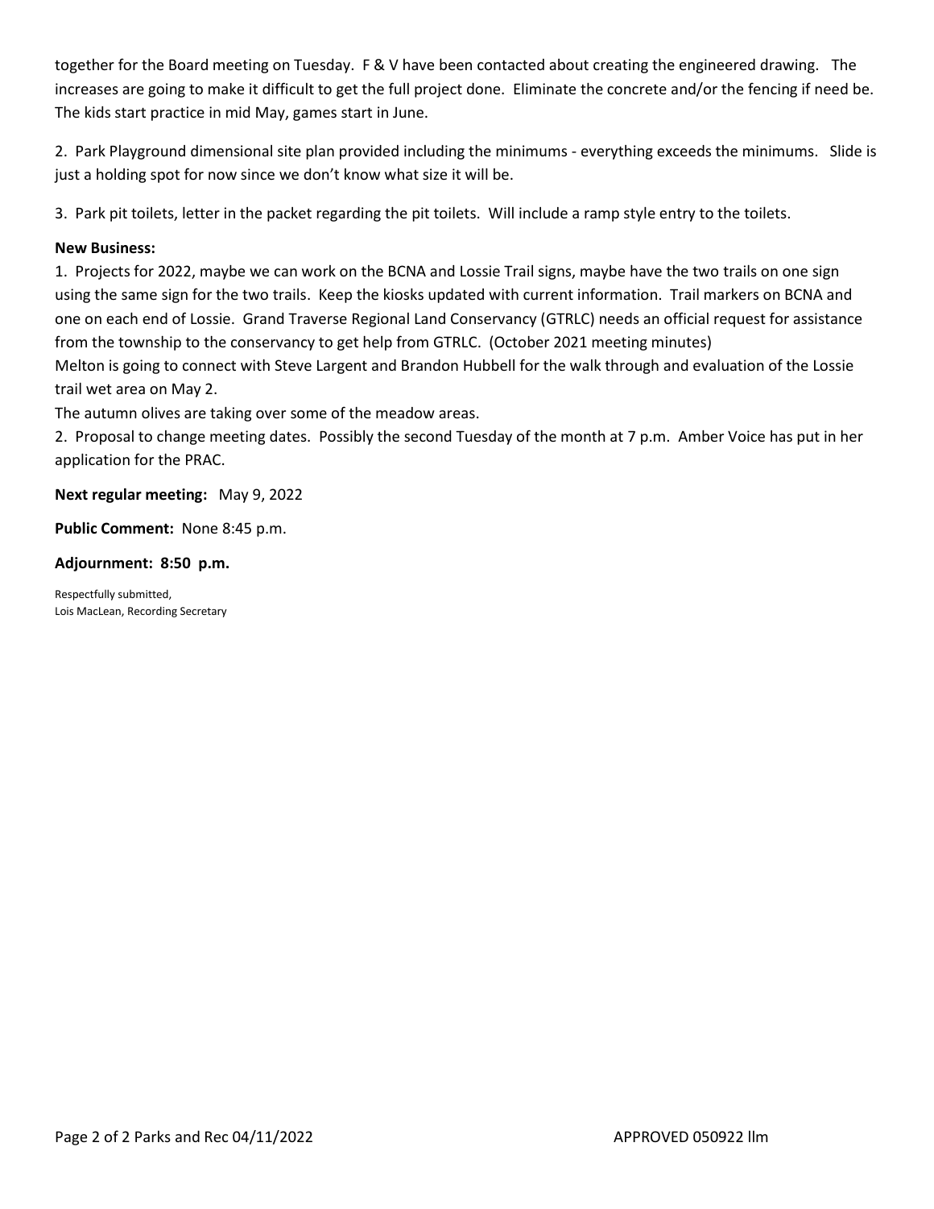together for the Board meeting on Tuesday. F & V have been contacted about creating the engineered drawing. The increases are going to make it difficult to get the full project done. Eliminate the concrete and/or the fencing if need be. The kids start practice in mid May, games start in June.

2. Park Playground dimensional site plan provided including the minimums - everything exceeds the minimums. Slide is just a holding spot for now since we don't know what size it will be.

3. Park pit toilets, letter in the packet regarding the pit toilets. Will include a ramp style entry to the toilets.

**New Business:**
1. Projects for 2022, maybe we can work on the BCNA and Lossie Trail signs, maybe have the two trails on one sign using the same sign for the two trails. Keep the kiosks updated with current information. Trail markers on BCNA and one on each end of Lossie. Grand Traverse Regional Land Conservancy (GTRLC) needs an official request for assistance from the township to the conservancy to get help from GTRLC. (October 2021 meeting minutes)
Melton is going to connect with Steve Largent and Brandon Hubbell for the walk through and evaluation of the Lossie trail wet area on May 2.
The autumn olives are taking over some of the meadow areas.
2. Proposal to change meeting dates. Possibly the second Tuesday of the month at 7 p.m. Amber Voice has put in her application for the PRAC.

**Next regular meeting:** May 9, 2022

**Public Comment:** None 8:45 p.m.

**Adjournment: 8:50 p.m.**

Respectfully submitted,
Lois MacLean, Recording Secretary

APPROVED 050922 llm